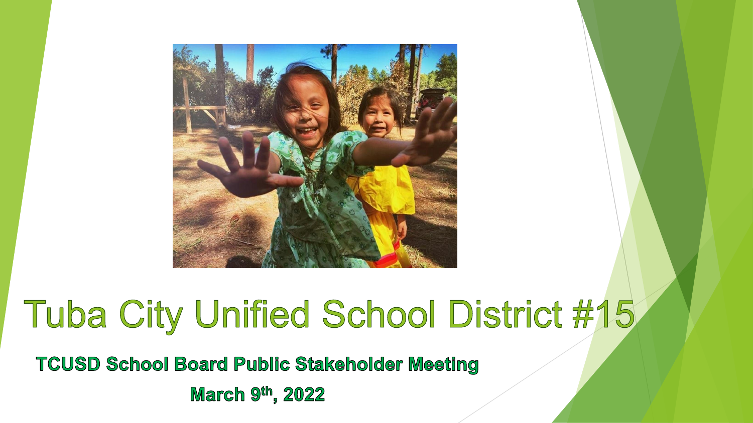# Tuba City Unified School District #15

**TCUSD School Board Public Stakeholder Meeting**

**March 9th, 2022**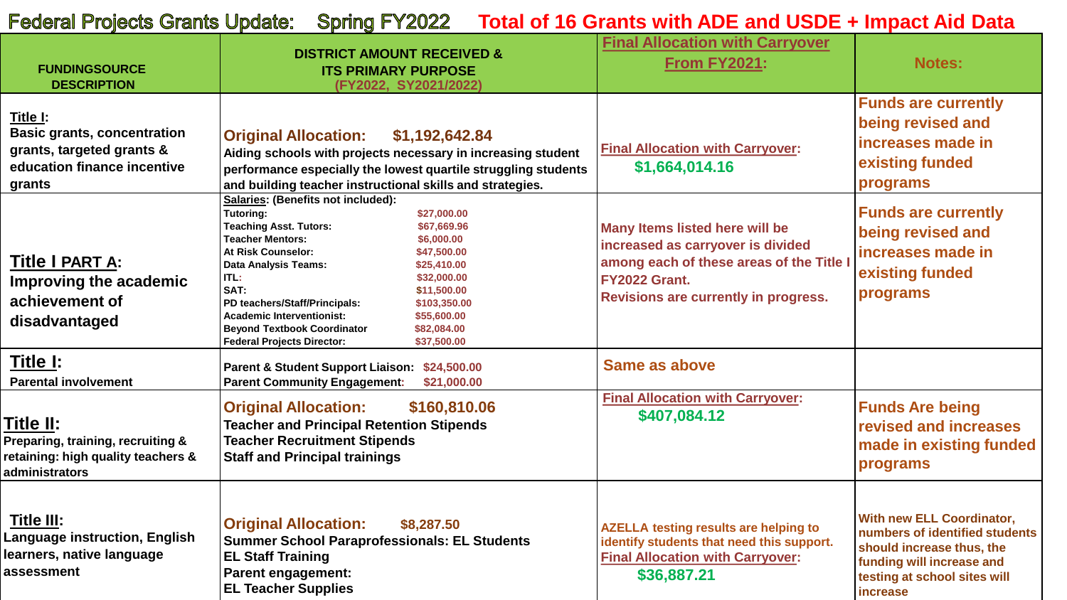# Federal Projects Grants Update: Spring FY2022 Total of 16 Grants with ADE and USDE + Impact Aid Data

| FUNDINGSOURCE DESCRIPTION | DISTRICT AMOUNT RECEIVED & ITS PRIMARY PURPOSE (FY2022, SY2021/2022) | Final Allocation with Carryover From FY2021: | Notes: |
|---|---|---|---|
| **Title I:** Basic grants, concentration grants, targeted grants & education finance incentive grants | **Original Allocation: $1,192,642.84** Aiding schools with projects necessary in increasing student performance especially the lowest quartile struggling students and building teacher instructional skills and strategies. | Final Allocation with Carryover: **$1,664,014.16** | Funds are currently being revised and increases made in existing funded programs |
| **Title I PART A:** Improving the academic achievement of disadvantaged | **Salaries: (Benefits not included):** Tutoring: $27,000.00; Teaching Asst. Tutors: $67,669.96; Teacher Mentors: $6,000.00; At Risk Counselor: $47,500.00; Data Analysis Teams: $25,410.00; ITL: $32,000.00; SAT: $11,500.00; PD teachers/Staff/Principals: $103,350.00; Academic Interventionist: $55,600.00; Beyond Textbook Coordinator $82,084.00; Federal Projects Director: $37,500.00 | Many Items listed here will be increased as carryover is divided among each of these areas of the Title I FY2022 Grant. Revisions are currently in progress. | Funds are currently being revised and increases made in existing funded programs |
| **Title I:** Parental involvement | Parent & Student Support Liaison: $24,500.00; Parent Community Engagement: $21,000.00 | Same as above | |
| **Title II:** Preparing, training, recruiting & retaining: high quality teachers & administrators | **Original Allocation: $160,810.06** Teacher and Principal Retention Stipends; Teacher Recruitment Stipends; Staff and Principal trainings | Final Allocation with Carryover: **$407,084.12** | Funds Are being revised and increases made in existing funded programs |
| **Title III:** Language instruction, English learners, native language assessment | **Original Allocation: $8,287.50** Summer School Paraprofessionals: EL Students; EL Staff Training; Parent engagement:; EL Teacher Supplies | AZELLA testing results are helping to identify students that need this support. Final Allocation with Carryover: **$36,887.21** | With new ELL Coordinator, numbers of identified students should increase thus, the funding will increase and testing at school sites will increase |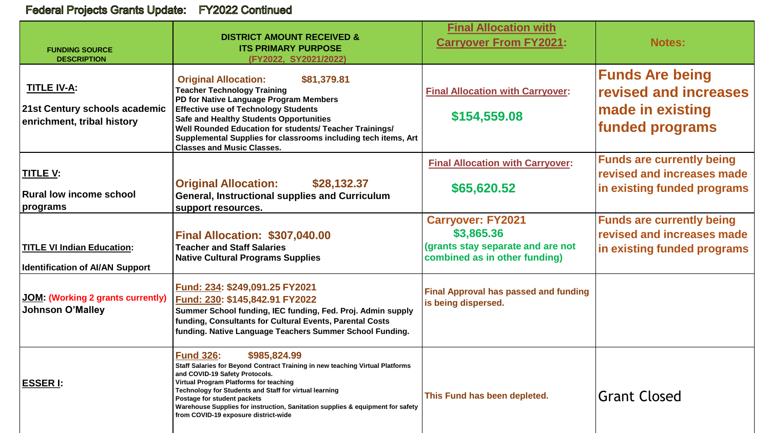## Federal Projects Grants Update: FY2022 Continued

| FUNDING SOURCE DESCRIPTION | DISTRICT AMOUNT RECEIVED & ITS PRIMARY PURPOSE (FY2022, SY2021/2022) | Final Allocation with Carryover From FY2021: | Notes: |
|---|---|---|---|
| **TITLE IV-A:** 21st Century schools academic enrichment, tribal history | **Original Allocation: $81,379.81** Teacher Technology Training PD for Native Language Program Members Effective use of Technology Students Safe and Healthy Students Opportunities Well Rounded Education for students/ Teacher Trainings/ Supplemental Supplies for classrooms including tech items, Art Classes and Music Classes. | Final Allocation with Carryover: **$154,559.08** | Funds Are being revised and increases made in existing funded programs |
| **TITLE V:** Rural low income school programs | **Original Allocation: $28,132.37** General, Instructional supplies and Curriculum support resources. | Final Allocation with Carryover: **$65,620.52** | Funds are currently being revised and increases made in existing funded programs |
| **TITLE VI Indian Education:** Identification of AI/AN Support | **Final Allocation: $307,040.00** Teacher and Staff Salaries Native Cultural Programs Supplies | Carryover: FY2021 **$3,865.36** (grants stay separate and are not combined as in other funding) | Funds are currently being revised and increases made in existing funded programs |
| **JOM:** (Working 2 grants currently) Johnson O'Malley | Fund: 234: $249,091.25 FY2021 Fund: 230: $145,842.91 FY2022 Summer School funding, IEC funding, Fed. Proj. Admin supply funding, Consultants for Cultural Events, Parental Costs funding. Native Language Teachers Summer School Funding. | Final Approval has passed and funding is being dispersed. | |
| **ESSER I:** | **Fund 326: $985,824.99** Staff Salaries for Beyond Contract Training in new teaching Virtual Platforms and COVID-19 Safety Protocols. Virtual Program Platforms for teaching Technology for Students and Staff for virtual learning Postage for student packets Warehouse Supplies for instruction, Sanitation supplies & equipment for safety from COVID-19 exposure district-wide | This Fund has been depleted. | Grant Closed |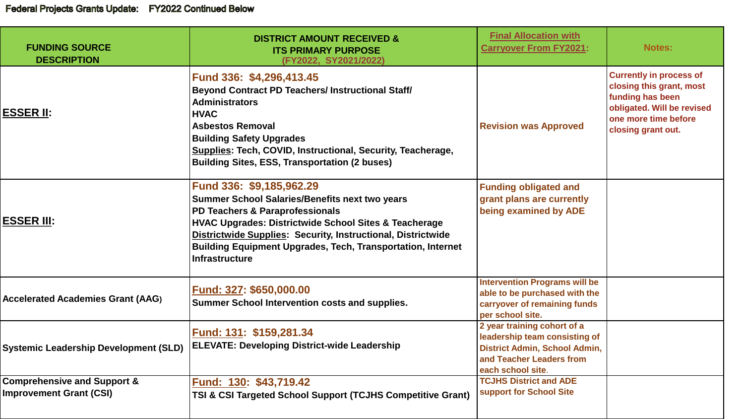Federal Projects Grants Update: FY2022 Continued Below

| FUNDING SOURCE DESCRIPTION | DISTRICT AMOUNT RECEIVED & ITS PRIMARY PURPOSE (FY2022, SY2021/2022) | Final Allocation with Carryover From FY2021: | Notes: |
|---|---|---|---|
| **ESSER II:** | **Fund 336: $4,296,413.45**<br>**Beyond Contract PD Teachers/ Instructional Staff/ Administrators**<br>**HVAC**<br>**Asbestos Removal**<br>**Building Safety Upgrades**<br>**Supplies: Tech, COVID, Instructional, Security, Teacherage, Building Sites, ESS, Transportation (2 buses)** | **Revision was Approved** | **Currently in process of closing this grant, most funding has been obligated. Will be revised one more time before closing grant out.** |
| **ESSER III:** | **Fund 336: $9,185,962.29**<br>**Summer School Salaries/Benefits next two years**<br>**PD Teachers & Paraprofessionals**<br>**HVAC Upgrades: Districtwide School Sites & Teacherage**<br>**Districtwide Supplies: Security, Instructional, Districtwide Building Equipment Upgrades, Tech, Transportation, Internet Infrastructure** | **Funding obligated and grant plans are currently being examined by ADE** | |
| **Accelerated Academies Grant (AAG)** | **Fund: 327: $650,000.00**<br>**Summer School Intervention costs and supplies.** | **Intervention Programs will be able to be purchased with the carryover of remaining funds per school site.** | |
| **Systemic Leadership Development (SLD)** | **Fund: 131: $159,281.34**<br>**ELEVATE: Developing District-wide Leadership** | **2 year training cohort of a leadership team consisting of District Admin, School Admin, and Teacher Leaders from each school site.** | |
| **Comprehensive and Support & Improvement Grant (CSI)** | **Fund: 130: $43,719.42**<br>**TSI & CSI Targeted School Support (TCJHS Competitive Grant)** | **TCJHS District and ADE support for School Site** | |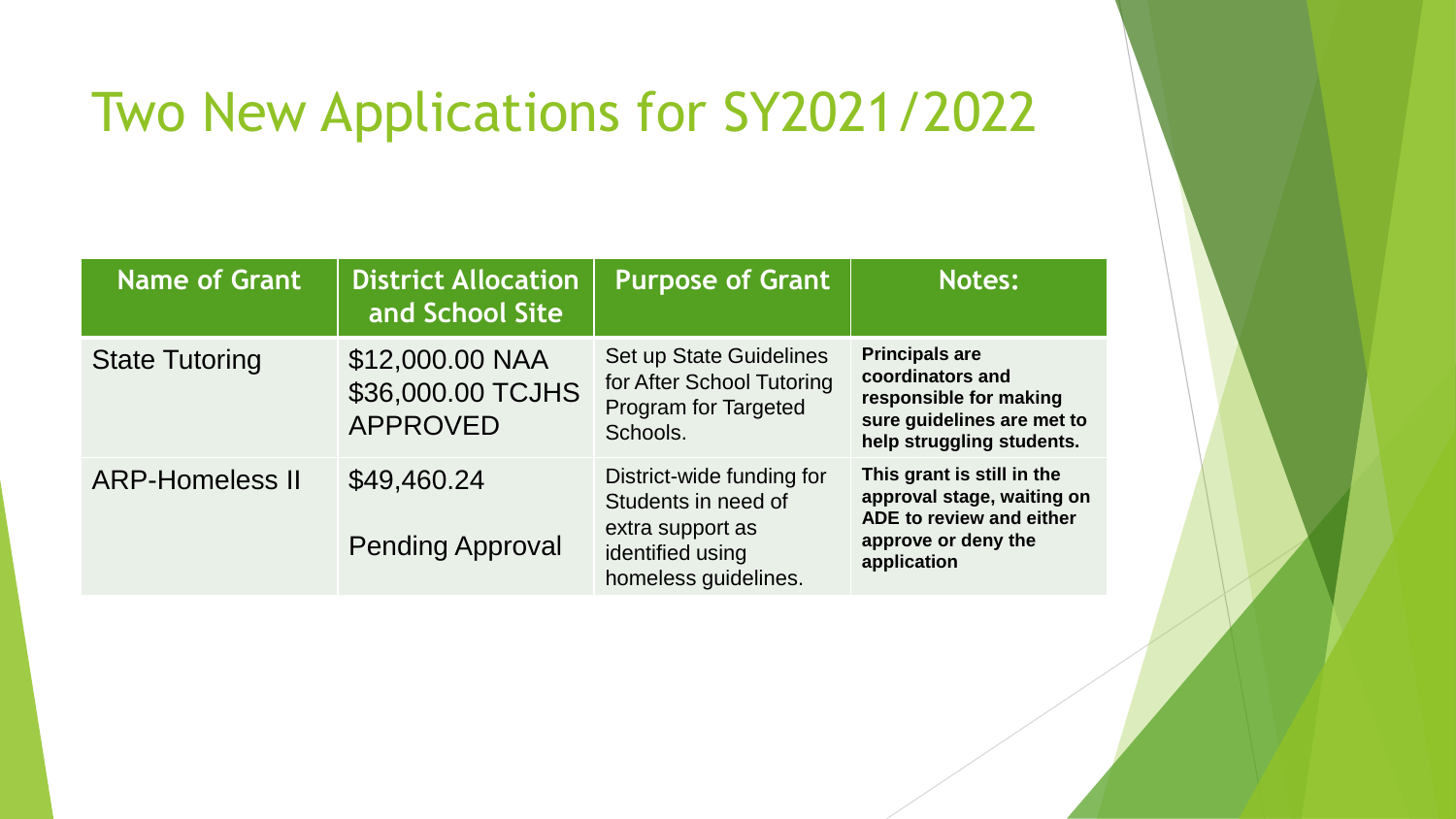# Two New Applications for SY2021/2022

| Name of Grant | District Allocation and School Site | Purpose of Grant | Notes: |
|---|---|---|---|
| State Tutoring | \$12,000.00 NAA<br>\$36,000.00 TCJHS<br>APPROVED | Set up State Guidelines for After School Tutoring Program for Targeted Schools. | **Principals are coordinators and responsible for making sure guidelines are met to help struggling students.** |
| ARP-Homeless II | \$49,460.24<br><br>Pending Approval | District-wide funding for Students in need of extra support as identified using homeless guidelines. | **This grant is still in the approval stage, waiting on ADE to review and either approve or deny the application** |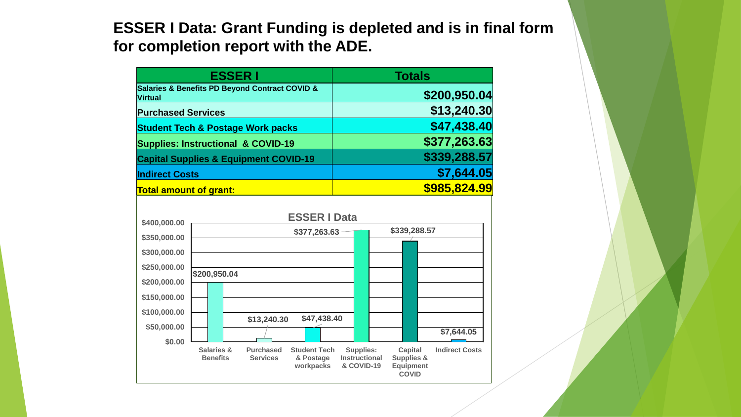## ESSER I Data: Grant Funding is depleted and is in final form for completion report with the ADE.

| ESSER I | Totals |
|---|---|
| Salaries & Benefits PD Beyond Contract COVID & Virtual | $200,950.04 |
| Purchased Services | $13,240.30 |
| Student Tech & Postage Work packs | $47,438.40 |
| Supplies: Instructional & COVID-19 | $377,263.63 |
| Capital Supplies & Equipment COVID-19 | $339,288.57 |
| Indirect Costs | $7,644.05 |
| Total amount of grant: | $985,824.99 |

ESSER I Data

$400,000.00
$350,000.00
$300,000.00
$250,000.00
$200,000.00
$150,000.00
$100,000.00
$50,000.00
$0.00

$200,950.04
$13,240.30
$47,438.40
$377,263.63
$339,288.57
$7,644.05

Salaries & Benefits
Purchased Services
Student Tech & Postage workpacks
Supplies: Instructional & COVID-19
Capital Supplies & Equipment COVID
Indirect Costs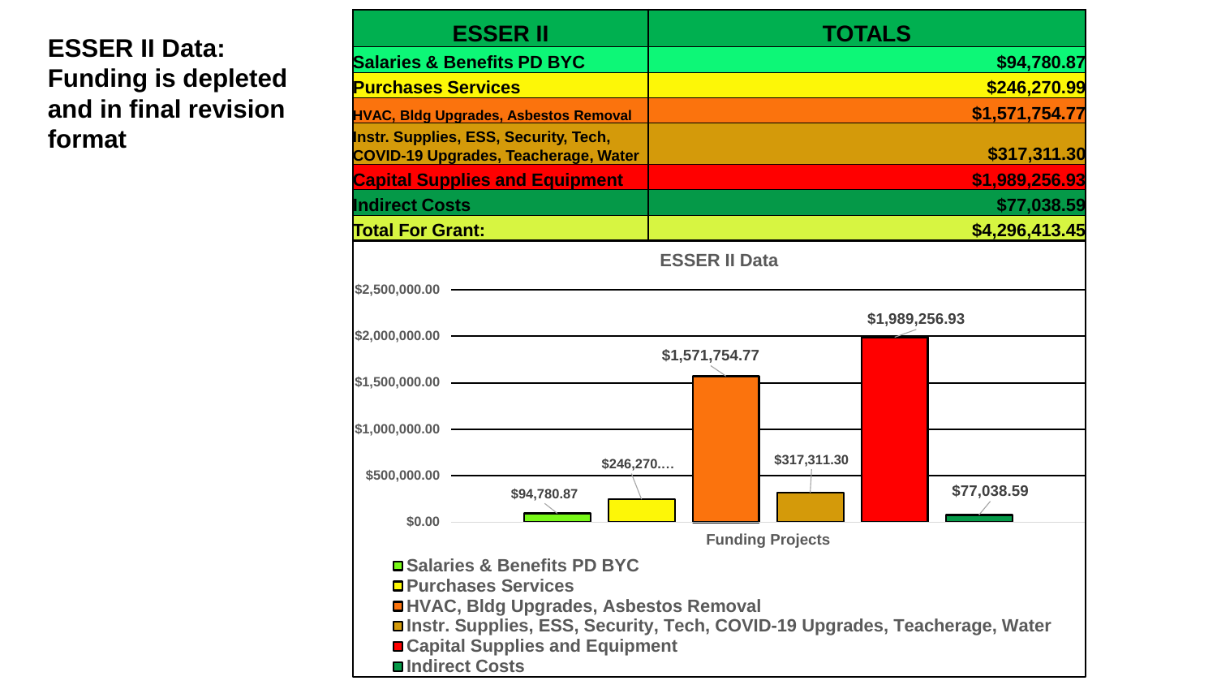**ESSER II Data: Funding is depleted and in final revision format**

| ESSER II | TOTALS |
| --- | --- |
| Salaries & Benefits PD BYC | $94,780.87 |
| Purchases Services | $246,270.99 |
| HVAC, Bldg Upgrades, Asbestos Removal | $1,571,754.77 |
| Instr. Supplies, ESS, Security, Tech, COVID-19 Upgrades, Teacherage, Water | $317,311.30 |
| Capital Supplies and Equipment | $1,989,256.93 |
| Indirect Costs | $77,038.59 |
| Total For Grant: | $4,296,413.45 |

ESSER II Data

$2,500,000.00
$2,000,000.00
$1,500,000.00
$1,000,000.00
$500,000.00
$0.00

$94,780.87
$246,270.…
$1,571,754.77
$317,311.30
$1,989,256.93
$77,038.59

Funding Projects

- Salaries & Benefits PD BYC
- Purchases Services
- HVAC, Bldg Upgrades, Asbestos Removal
- Instr. Supplies, ESS, Security, Tech, COVID-19 Upgrades, Teacherage, Water
- Capital Supplies and Equipment
- Indirect Costs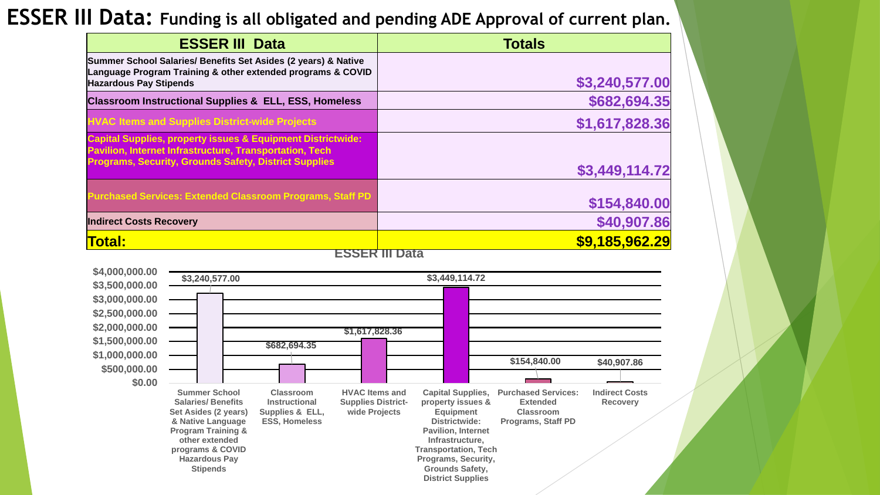# ESSER III Data: Funding is all obligated and pending ADE Approval of current plan.

| ESSER III Data | Totals |
|---|---|
| Summer School Salaries/ Benefits Set Asides (2 years) & Native Language Program Training & other extended programs & COVID Hazardous Pay Stipends | $3,240,577.00 |
| Classroom Instructional Supplies & ELL, ESS, Homeless | $682,694.35 |
| HVAC Items and Supplies District-wide Projects | $1,617,828.36 |
| Capital Supplies, property issues & Equipment Districtwide: Pavilion, Internet Infrastructure, Transportation, Tech Programs, Security, Grounds Safety, District Supplies | $3,449,114.72 |
| Purchased Services: Extended Classroom Programs, Staff PD | $154,840.00 |
| Indirect Costs Recovery | $40,907.86 |
| **Total:** | **$9,185,962.29** |

ESSER III Data

$4,000,000.00
$3,500,000.00
$3,000,000.00
$2,500,000.00
$2,000,000.00
$1,500,000.00
$1,000,000.00
$500,000.00
$0.00

$3,240,577.00
$682,694.35
$1,617,828.36
$3,449,114.72
$154,840.00
$40,907.86

Summer School Salaries/ Benefits Set Asides (2 years) & Native Language Program Training & other extended programs & COVID Hazardous Pay Stipends
Classroom Instructional Supplies & ELL, ESS, Homeless
HVAC Items and Supplies District-wide Projects
Capital Supplies, property issues & Equipment Districtwide: Pavilion, Internet Infrastructure, Transportation, Tech Programs, Security, Grounds Safety, District Supplies
Purchased Services: Extended Classroom Programs, Staff PD
Indirect Costs Recovery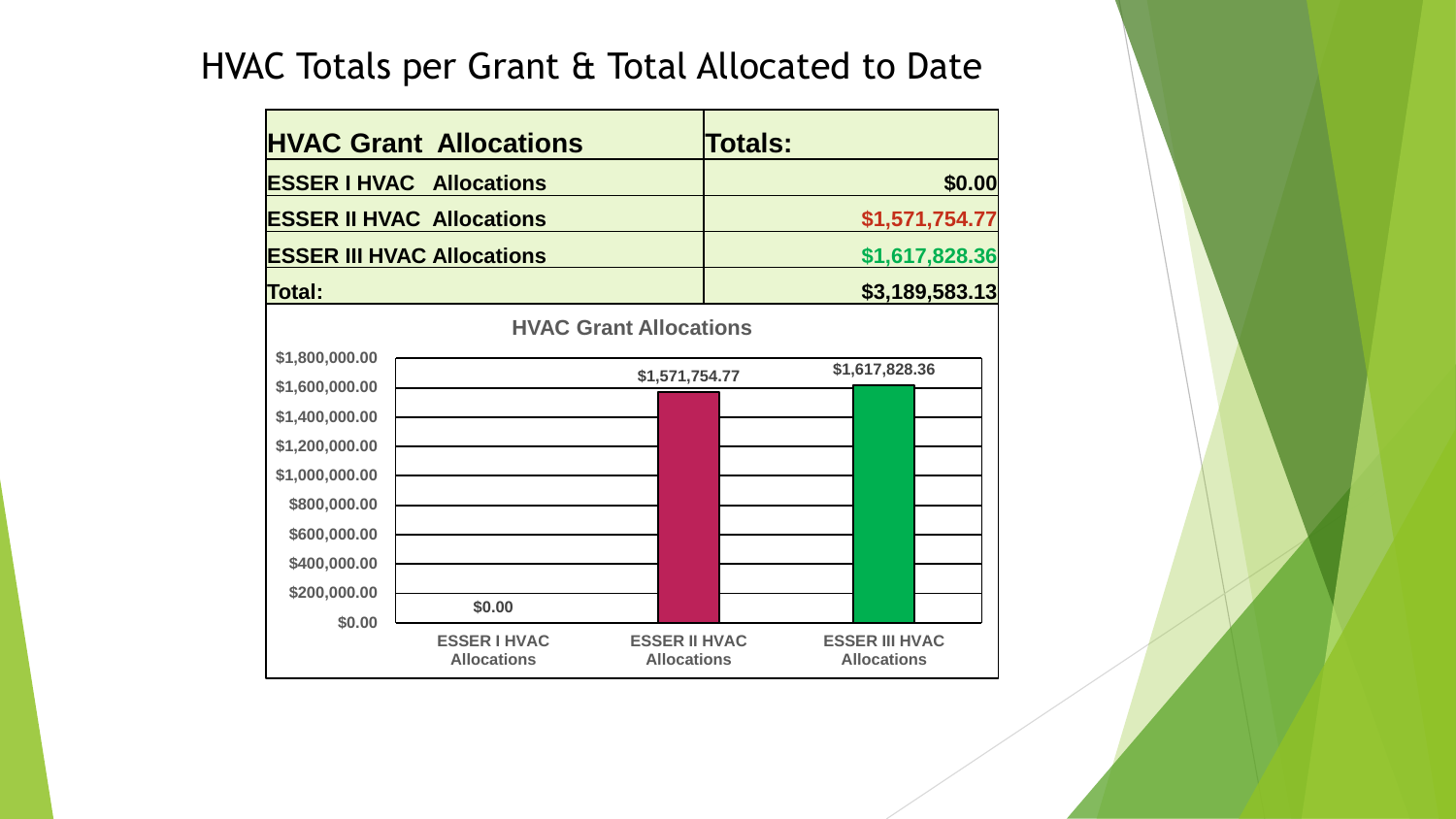# HVAC Totals per Grant & Total Allocated to Date

| HVAC Grant Allocations | Totals: |
|---|---|
| ESSER I HVAC Allocations | $0.00 |
| ESSER II HVAC Allocations | $1,571,754.77 |
| ESSER III HVAC Allocations | $1,617,828.36 |
| Total: | $3,189,583.13 |

HVAC Grant Allocations

$1,800,000.00
$1,600,000.00
$1,400,000.00
$1,200,000.00
$1,000,000.00
$800,000.00
$600,000.00
$400,000.00
$200,000.00
$0.00

$0.00
$1,571,754.77
$1,617,828.36

ESSER I HVAC Allocations
ESSER II HVAC Allocations
ESSER III HVAC Allocations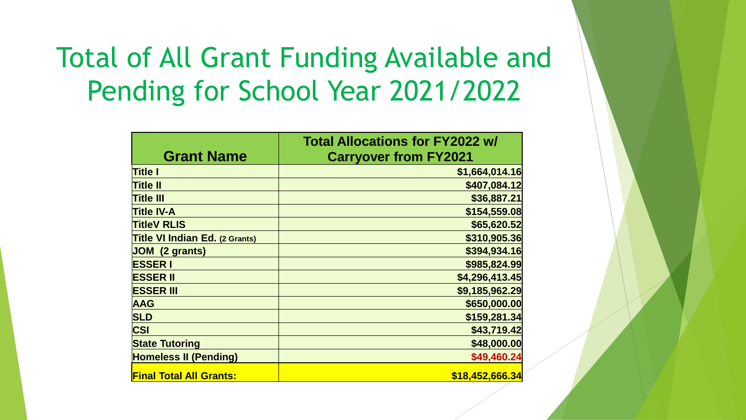# Total of All Grant Funding Available and Pending for School Year 2021/2022

| Grant Name | Total Allocations for FY2022 w/ Carryover from FY2021 |
|---|---|
| **Title I** | **$1,664,014.16** |
| **Title II** | **$407,084.12** |
| **Title III** | **$36,887.21** |
| **Title IV-A** | **$154,559.08** |
| **TitleV RLIS** | **$65,620.52** |
| **Title VI Indian Ed. (2 Grants)** | **$310,905.36** |
| **JOM (2 grants)** | **$394,934.16** |
| **ESSER I** | **$985,824.99** |
| **ESSER II** | **$4,296,413.45** |
| **ESSER III** | **$9,185,962.29** |
| **AAG** | **$650,000.00** |
| **SLD** | **$159,281.34** |
| **CSI** | **$43,719.42** |
| **State Tutoring** | **$48,000.00** |
| **Homeless II (Pending)** | **$49,460.24** |
| **Final Total All Grants:** | **$18,452,666.34** |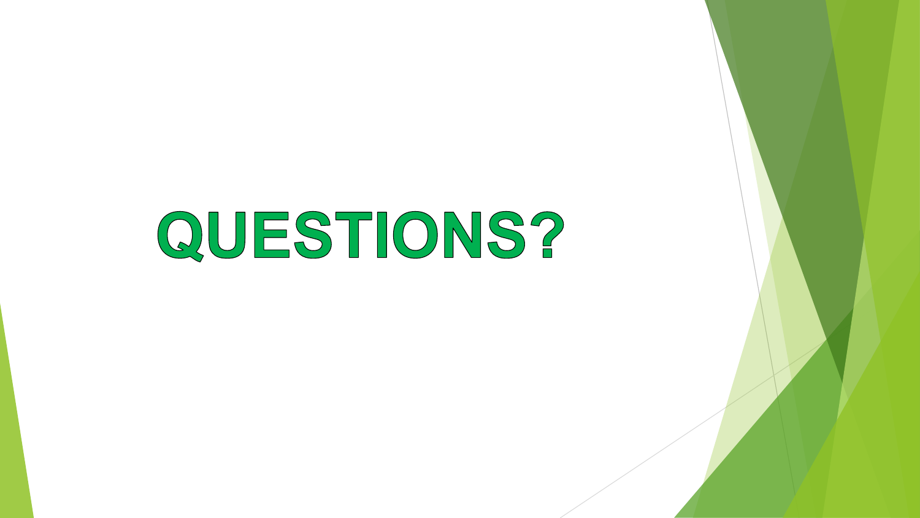# QUESTIONS?